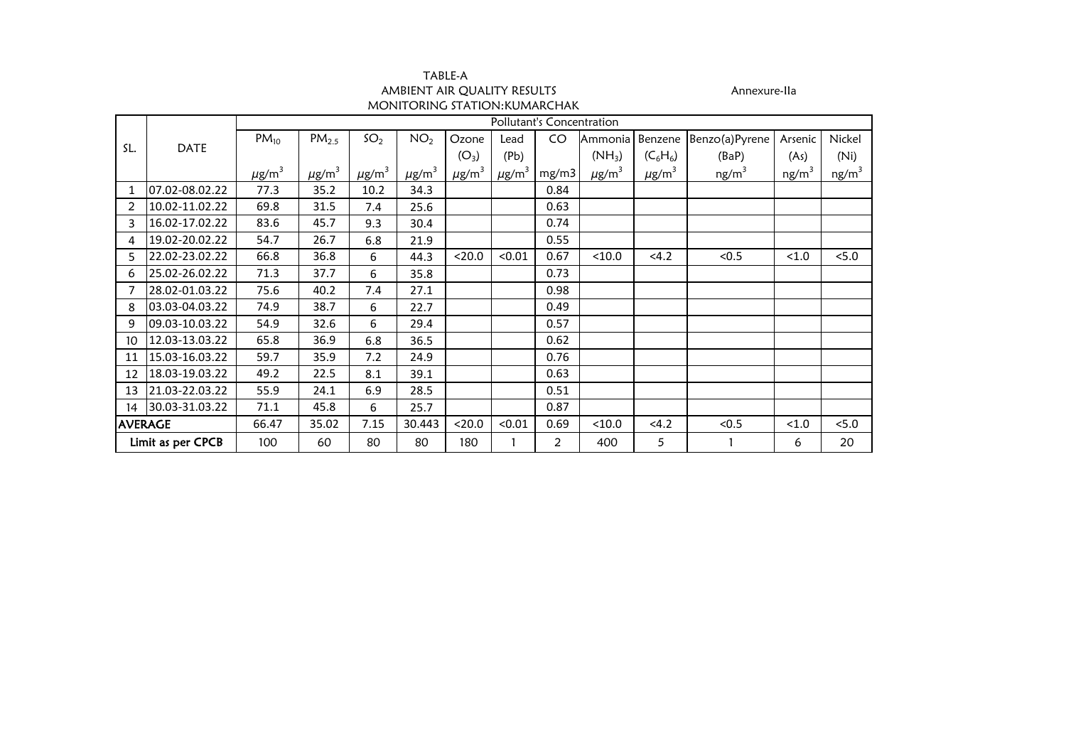TABLE-A

AMBIENT AIR QUALITY RESULTS

MONITORING STATION:KUMARCHAK

Annexure-IIa

| SL. | DATE | Pollutant's Concentration | | | | | | | | | | | |
|---|---|---|---|---|---|---|---|---|---|---|---|---|---|
| | | $PM_{10}$ | $PM_{2.5}$ | $SO_2$ | $NO_2$ | Ozone ($O_3$) | Lead (Pb) | CO | Ammonia ($NH_3$) | Benzene ($C_6H_6$) | Benzo(a)Pyrene (BaP) | Arsenic (As) | Nickel (Ni) |
| | | $\mu g/m^3$ | $\mu g/m^3$ | $\mu g/m^3$ | $\mu g/m^3$ | $\mu g/m^3$ | $\mu g/m^3$ | mg/m3 | $\mu g/m^3$ | $\mu g/m^3$ | $ng/m^3$ | $ng/m^3$ | $ng/m^3$ |
| 1 | 07.02-08.02.22 | 77.3 | 35.2 | 10.2 | 34.3 | | | 0.84 | | | | | |
| 2 | 10.02-11.02.22 | 69.8 | 31.5 | 7.4 | 25.6 | | | 0.63 | | | | | |
| 3 | 16.02-17.02.22 | 83.6 | 45.7 | 9.3 | 30.4 | | | 0.74 | | | | | |
| 4 | 19.02-20.02.22 | 54.7 | 26.7 | 6.8 | 21.9 | | | 0.55 | | | | | |
| 5 | 22.02-23.02.22 | 66.8 | 36.8 | 6 | 44.3 | <20.0 | <0.01 | 0.67 | <10.0 | <4.2 | <0.5 | <1.0 | <5.0 |
| 6 | 25.02-26.02.22 | 71.3 | 37.7 | 6 | 35.8 | | | 0.73 | | | | | |
| 7 | 28.02-01.03.22 | 75.6 | 40.2 | 7.4 | 27.1 | | | 0.98 | | | | | |
| 8 | 03.03-04.03.22 | 74.9 | 38.7 | 6 | 22.7 | | | 0.49 | | | | | |
| 9 | 09.03-10.03.22 | 54.9 | 32.6 | 6 | 29.4 | | | 0.57 | | | | | |
| 10 | 12.03-13.03.22 | 65.8 | 36.9 | 6.8 | 36.5 | | | 0.62 | | | | | |
| 11 | 15.03-16.03.22 | 59.7 | 35.9 | 7.2 | 24.9 | | | 0.76 | | | | | |
| 12 | 18.03-19.03.22 | 49.2 | 22.5 | 8.1 | 39.1 | | | 0.63 | | | | | |
| 13 | 21.03-22.03.22 | 55.9 | 24.1 | 6.9 | 28.5 | | | 0.51 | | | | | |
| 14 | 30.03-31.03.22 | 71.1 | 45.8 | 6 | 25.7 | | | 0.87 | | | | | |
| AVERAGE | | 66.47 | 35.02 | 7.15 | 30.443 | <20.0 | <0.01 | 0.69 | <10.0 | <4.2 | <0.5 | <1.0 | <5.0 |
| Limit as per CPCB | | 100 | 60 | 80 | 80 | 180 | 1 | 2 | 400 | 5 | 1 | 6 | 20 |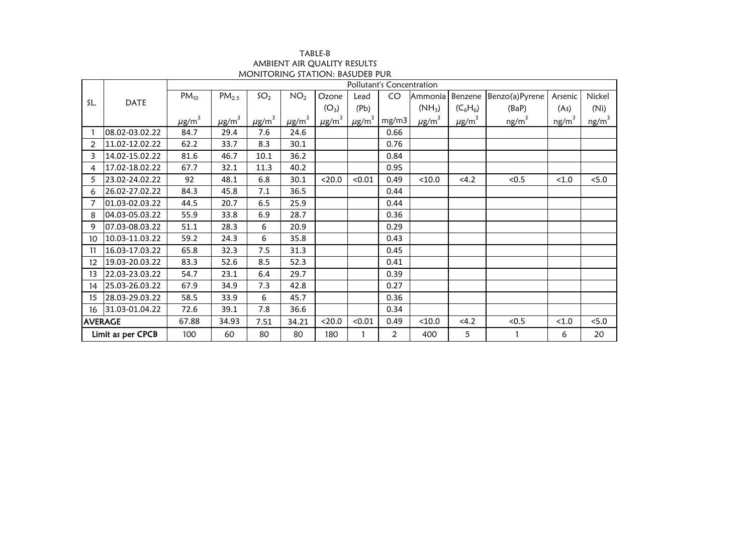TABLE-B

AMBIENT AIR QUALITY RESULTS

MONITORING STATION: BASUDEB PUR

| SL. | DATE | Pollutant's Concentration | | | | | | | | | | | |
|---|---|---|---|---|---|---|---|---|---|---|---|---|---|
| | | $PM_{10}$ | $PM_{2.5}$ | $SO_2$ | $NO_2$ | Ozone ($O_3$) | Lead (Pb) | CO | Ammonia ($NH_3$) | Benzene ($C_6H_6$) | Benzo(a)Pyrene (BaP) | Arsenic (As) | Nickel (Ni) |
| | | $\mu g/m^3$ | $\mu g/m^3$ | $\mu g/m^3$ | $\mu g/m^3$ | $\mu g/m^3$ | $\mu g/m^3$ | mg/m3 | $\mu g/m^3$ | $\mu g/m^3$ | $ng/m^3$ | $ng/m^3$ | $ng/m^3$ |
| 1 | 08.02-03.02.22 | 84.7 | 29.4 | 7.6 | 24.6 | | | 0.66 | | | | | |
| 2 | 11.02-12.02.22 | 62.2 | 33.7 | 8.3 | 30.1 | | | 0.76 | | | | | |
| 3 | 14.02-15.02.22 | 81.6 | 46.7 | 10.1 | 36.2 | | | 0.84 | | | | | |
| 4 | 17.02-18.02.22 | 67.7 | 32.1 | 11.3 | 40.2 | | | 0.95 | | | | | |
| 5 | 23.02-24.02.22 | 92 | 48.1 | 6.8 | 30.1 | <20.0 | <0.01 | 0.49 | <10.0 | <4.2 | <0.5 | <1.0 | <5.0 |
| 6 | 26.02-27.02.22 | 84.3 | 45.8 | 7.1 | 36.5 | | | 0.44 | | | | | |
| 7 | 01.03-02.03.22 | 44.5 | 20.7 | 6.5 | 25.9 | | | 0.44 | | | | | |
| 8 | 04.03-05.03.22 | 55.9 | 33.8 | 6.9 | 28.7 | | | 0.36 | | | | | |
| 9 | 07.03-08.03.22 | 51.1 | 28.3 | 6 | 20.9 | | | 0.29 | | | | | |
| 10 | 10.03-11.03.22 | 59.2 | 24.3 | 6 | 35.8 | | | 0.43 | | | | | |
| 11 | 16.03-17.03.22 | 65.8 | 32.3 | 7.5 | 31.3 | | | 0.45 | | | | | |
| 12 | 19.03-20.03.22 | 83.3 | 52.6 | 8.5 | 52.3 | | | 0.41 | | | | | |
| 13 | 22.03-23.03.22 | 54.7 | 23.1 | 6.4 | 29.7 | | | 0.39 | | | | | |
| 14 | 25.03-26.03.22 | 67.9 | 34.9 | 7.3 | 42.8 | | | 0.27 | | | | | |
| 15 | 28.03-29.03.22 | 58.5 | 33.9 | 6 | 45.7 | | | 0.36 | | | | | |
| 16 | 31.03-01.04.22 | 72.6 | 39.1 | 7.8 | 36.6 | | | 0.34 | | | | | |
| **AVERAGE** | | 67.88 | 34.93 | 7.51 | 34.21 | <20.0 | <0.01 | 0.49 | <10.0 | <4.2 | <0.5 | <1.0 | <5.0 |
| **Limit as per CPCB** | | 100 | 60 | 80 | 80 | 180 | 1 | 2 | 400 | 5 | 1 | 6 | 20 |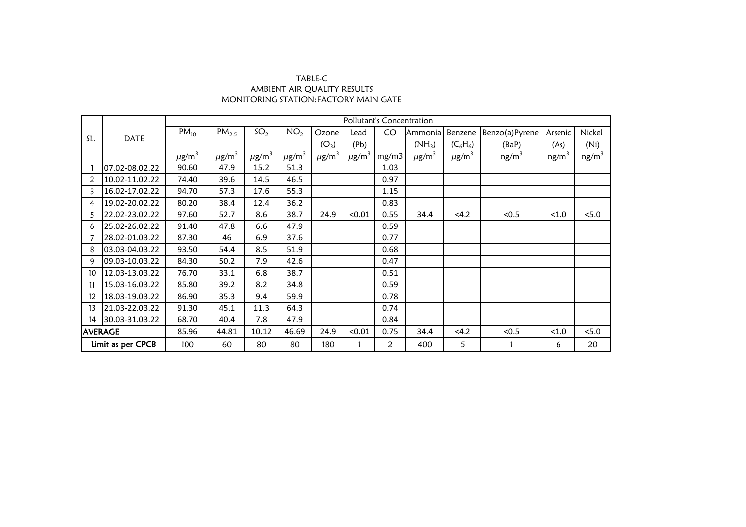TABLE-C
AMBIENT AIR QUALITY RESULTS
MONITORING STATION:FACTORY MAIN GATE

| SL. | DATE | Pollutant's Concentration | | | | | | | | | | | |
|---|---|---|---|---|---|---|---|---|---|---|---|---|---|
| | | $PM_{10}$ | $PM_{2.5}$ | $SO_2$ | $NO_2$ | Ozone ($O_3$) | Lead (Pb) | CO | Ammonia ($NH_3$) | Benzene ($C_6H_6$) | Benzo(a)Pyrene (BaP) | Arsenic (As) | Nickel (Ni) |
| | | $\mu g/m^3$ | $\mu g/m^3$ | $\mu g/m^3$ | $\mu g/m^3$ | $\mu g/m^3$ | $\mu g/m^3$ | mg/m3 | $\mu g/m^3$ | $\mu g/m^3$ | $ng/m^3$ | $ng/m^3$ | $ng/m^3$ |
| 1 | 07.02-08.02.22 | 90.60 | 47.9 | 15.2 | 51.3 | | | 1.03 | | | | | |
| 2 | 10.02-11.02.22 | 74.40 | 39.6 | 14.5 | 46.5 | | | 0.97 | | | | | |
| 3 | 16.02-17.02.22 | 94.70 | 57.3 | 17.6 | 55.3 | | | 1.15 | | | | | |
| 4 | 19.02-20.02.22 | 80.20 | 38.4 | 12.4 | 36.2 | | | 0.83 | | | | | |
| 5 | 22.02-23.02.22 | 97.60 | 52.7 | 8.6 | 38.7 | 24.9 | <0.01 | 0.55 | 34.4 | <4.2 | <0.5 | <1.0 | <5.0 |
| 6 | 25.02-26.02.22 | 91.40 | 47.8 | 6.6 | 47.9 | | | 0.59 | | | | | |
| 7 | 28.02-01.03.22 | 87.30 | 46 | 6.9 | 37.6 | | | 0.77 | | | | | |
| 8 | 03.03-04.03.22 | 93.50 | 54.4 | 8.5 | 51.9 | | | 0.68 | | | | | |
| 9 | 09.03-10.03.22 | 84.30 | 50.2 | 7.9 | 42.6 | | | 0.47 | | | | | |
| 10 | 12.03-13.03.22 | 76.70 | 33.1 | 6.8 | 38.7 | | | 0.51 | | | | | |
| 11 | 15.03-16.03.22 | 85.80 | 39.2 | 8.2 | 34.8 | | | 0.59 | | | | | |
| 12 | 18.03-19.03.22 | 86.90 | 35.3 | 9.4 | 59.9 | | | 0.78 | | | | | |
| 13 | 21.03-22.03.22 | 91.30 | 45.1 | 11.3 | 64.3 | | | 0.74 | | | | | |
| 14 | 30.03-31.03.22 | 68.70 | 40.4 | 7.8 | 47.9 | | | 0.84 | | | | | |
| AVERAGE | | 85.96 | 44.81 | 10.12 | 46.69 | 24.9 | <0.01 | 0.75 | 34.4 | <4.2 | <0.5 | <1.0 | <5.0 |
| Limit as per CPCB | | 100 | 60 | 80 | 80 | 180 | 1 | 2 | 400 | 5 | 1 | 6 | 20 |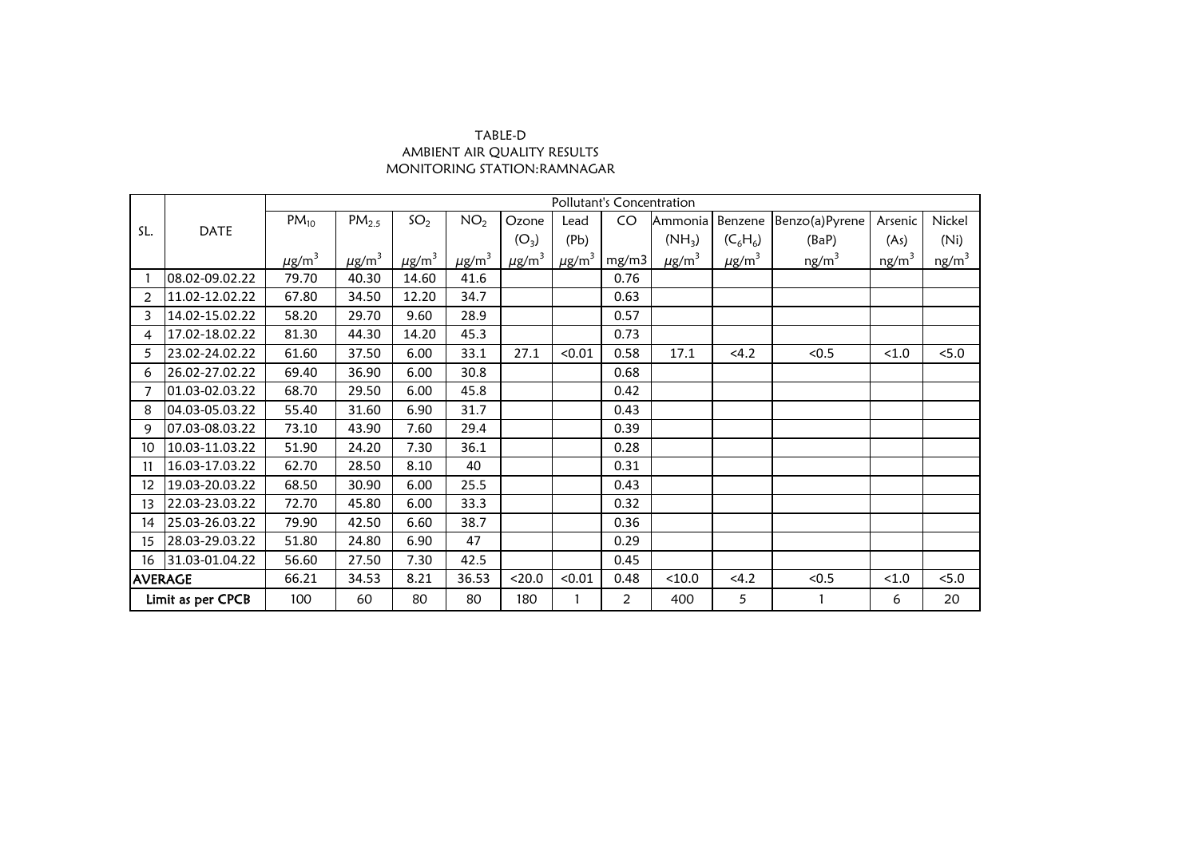TABLE-D

AMBIENT AIR QUALITY RESULTS

MONITORING STATION:RAMNAGAR

| SL. | DATE | Pollutant's Concentration | | | | | | | | | | | |
|---|---|---|---|---|---|---|---|---|---|---|---|---|---|
| | | $PM_{10}$ | $PM_{2.5}$ | $SO_2$ | $NO_2$ | Ozone ($O_3$) | Lead (Pb) | CO | Ammonia ($NH_3$) | Benzene ($C_6H_6$) | Benzo(a)Pyrene (BaP) | Arsenic (As) | Nickel (Ni) |
| | | $\mu g/m^3$ | $\mu g/m^3$ | $\mu g/m^3$ | $\mu g/m^3$ | $\mu g/m^3$ | $\mu g/m^3$ | mg/m3 | $\mu g/m^3$ | $\mu g/m^3$ | $ng/m^3$ | $ng/m^3$ | $ng/m^3$ |
| 1 | 08.02-09.02.22 | 79.70 | 40.30 | 14.60 | 41.6 | | | 0.76 | | | | | |
| 2 | 11.02-12.02.22 | 67.80 | 34.50 | 12.20 | 34.7 | | | 0.63 | | | | | |
| 3 | 14.02-15.02.22 | 58.20 | 29.70 | 9.60 | 28.9 | | | 0.57 | | | | | |
| 4 | 17.02-18.02.22 | 81.30 | 44.30 | 14.20 | 45.3 | | | 0.73 | | | | | |
| 5 | 23.02-24.02.22 | 61.60 | 37.50 | 6.00 | 33.1 | 27.1 | <0.01 | 0.58 | 17.1 | <4.2 | <0.5 | <1.0 | <5.0 |
| 6 | 26.02-27.02.22 | 69.40 | 36.90 | 6.00 | 30.8 | | | 0.68 | | | | | |
| 7 | 01.03-02.03.22 | 68.70 | 29.50 | 6.00 | 45.8 | | | 0.42 | | | | | |
| 8 | 04.03-05.03.22 | 55.40 | 31.60 | 6.90 | 31.7 | | | 0.43 | | | | | |
| 9 | 07.03-08.03.22 | 73.10 | 43.90 | 7.60 | 29.4 | | | 0.39 | | | | | |
| 10 | 10.03-11.03.22 | 51.90 | 24.20 | 7.30 | 36.1 | | | 0.28 | | | | | |
| 11 | 16.03-17.03.22 | 62.70 | 28.50 | 8.10 | 40 | | | 0.31 | | | | | |
| 12 | 19.03-20.03.22 | 68.50 | 30.90 | 6.00 | 25.5 | | | 0.43 | | | | | |
| 13 | 22.03-23.03.22 | 72.70 | 45.80 | 6.00 | 33.3 | | | 0.32 | | | | | |
| 14 | 25.03-26.03.22 | 79.90 | 42.50 | 6.60 | 38.7 | | | 0.36 | | | | | |
| 15 | 28.03-29.03.22 | 51.80 | 24.80 | 6.90 | 47 | | | 0.29 | | | | | |
| 16 | 31.03-01.04.22 | 56.60 | 27.50 | 7.30 | 42.5 | | | 0.45 | | | | | |
| AVERAGE | | 66.21 | 34.53 | 8.21 | 36.53 | <20.0 | <0.01 | 0.48 | <10.0 | <4.2 | <0.5 | <1.0 | <5.0 |
| Limit as per CPCB | | 100 | 60 | 80 | 80 | 180 | 1 | 2 | 400 | 5 | 1 | 6 | 20 |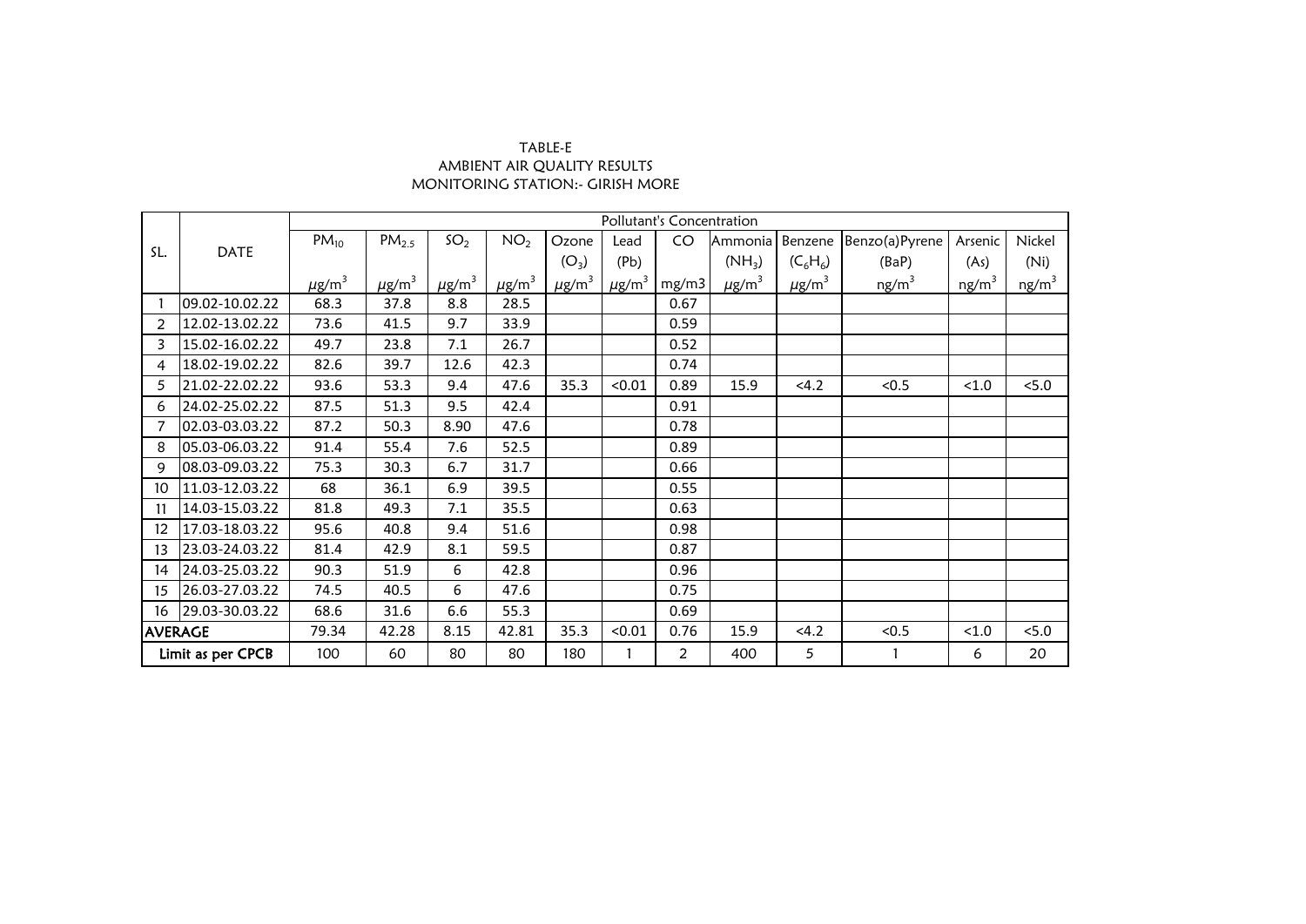TABLE-E
AMBIENT AIR QUALITY RESULTS
MONITORING STATION:- GIRISH MORE

| SL. | DATE | Pollutant's Concentration | | | | | | | | | | | |
|---|---|---|---|---|---|---|---|---|---|---|---|---|---|
| | | $PM_{10}$ | $PM_{2.5}$ | $SO_2$ | $NO_2$ | Ozone ($O_3$) | Lead (Pb) | CO | Ammonia ($NH_3$) | Benzene ($C_6H_6$) | Benzo(a)Pyrene (BaP) | Arsenic (As) | Nickel (Ni) |
| | | $\mu g/m^3$ | $\mu g/m^3$ | $\mu g/m^3$ | $\mu g/m^3$ | $\mu g/m^3$ | $\mu g/m^3$ | mg/m3 | $\mu g/m^3$ | $\mu g/m^3$ | $ng/m^3$ | $ng/m^3$ | $ng/m^3$ |
| 1 | 09.02-10.02.22 | 68.3 | 37.8 | 8.8 | 28.5 | | | 0.67 | | | | | |
| 2 | 12.02-13.02.22 | 73.6 | 41.5 | 9.7 | 33.9 | | | 0.59 | | | | | |
| 3 | 15.02-16.02.22 | 49.7 | 23.8 | 7.1 | 26.7 | | | 0.52 | | | | | |
| 4 | 18.02-19.02.22 | 82.6 | 39.7 | 12.6 | 42.3 | | | 0.74 | | | | | |
| 5 | 21.02-22.02.22 | 93.6 | 53.3 | 9.4 | 47.6 | 35.3 | <0.01 | 0.89 | 15.9 | <4.2 | <0.5 | <1.0 | <5.0 |
| 6 | 24.02-25.02.22 | 87.5 | 51.3 | 9.5 | 42.4 | | | 0.91 | | | | | |
| 7 | 02.03-03.03.22 | 87.2 | 50.3 | 8.90 | 47.6 | | | 0.78 | | | | | |
| 8 | 05.03-06.03.22 | 91.4 | 55.4 | 7.6 | 52.5 | | | 0.89 | | | | | |
| 9 | 08.03-09.03.22 | 75.3 | 30.3 | 6.7 | 31.7 | | | 0.66 | | | | | |
| 10 | 11.03-12.03.22 | 68 | 36.1 | 6.9 | 39.5 | | | 0.55 | | | | | |
| 11 | 14.03-15.03.22 | 81.8 | 49.3 | 7.1 | 35.5 | | | 0.63 | | | | | |
| 12 | 17.03-18.03.22 | 95.6 | 40.8 | 9.4 | 51.6 | | | 0.98 | | | | | |
| 13 | 23.03-24.03.22 | 81.4 | 42.9 | 8.1 | 59.5 | | | 0.87 | | | | | |
| 14 | 24.03-25.03.22 | 90.3 | 51.9 | 6 | 42.8 | | | 0.96 | | | | | |
| 15 | 26.03-27.03.22 | 74.5 | 40.5 | 6 | 47.6 | | | 0.75 | | | | | |
| 16 | 29.03-30.03.22 | 68.6 | 31.6 | 6.6 | 55.3 | | | 0.69 | | | | | |
| AVERAGE | | 79.34 | 42.28 | 8.15 | 42.81 | 35.3 | <0.01 | 0.76 | 15.9 | <4.2 | <0.5 | <1.0 | <5.0 |
| Limit as per CPCB | | 100 | 60 | 80 | 80 | 180 | 1 | 2 | 400 | 5 | 1 | 6 | 20 |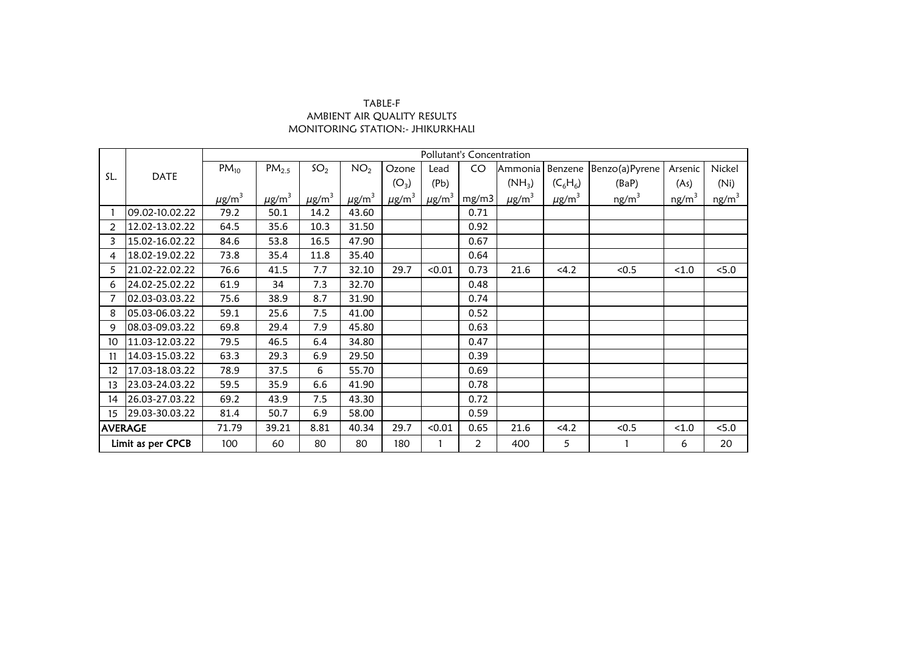TABLE-F

AMBIENT AIR QUALITY RESULTS

MONITORING STATION:- JHIKURKHALI

| SL. | DATE | Pollutant's Concentration | | | | | | | | | | | |
|---|---|---|---|---|---|---|---|---|---|---|---|---|---|
| | | $PM_{10}$ | $PM_{2.5}$ | $SO_2$ | $NO_2$ | Ozone ($O_3$) | Lead (Pb) | CO | Ammonia ($NH_3$) | Benzene ($C_6H_6$) | Benzo(a)Pyrene (BaP) | Arsenic (As) | Nickel (Ni) |
| | | $\mu g/m^3$ | $\mu g/m^3$ | $\mu g/m^3$ | $\mu g/m^3$ | $\mu g/m^3$ | $\mu g/m^3$ | mg/m3 | $\mu g/m^3$ | $\mu g/m^3$ | $ng/m^3$ | $ng/m^3$ | $ng/m^3$ |
| 1 | 09.02-10.02.22 | 79.2 | 50.1 | 14.2 | 43.60 | | | 0.71 | | | | | |
| 2 | 12.02-13.02.22 | 64.5 | 35.6 | 10.3 | 31.50 | | | 0.92 | | | | | |
| 3 | 15.02-16.02.22 | 84.6 | 53.8 | 16.5 | 47.90 | | | 0.67 | | | | | |
| 4 | 18.02-19.02.22 | 73.8 | 35.4 | 11.8 | 35.40 | | | 0.64 | | | | | |
| 5 | 21.02-22.02.22 | 76.6 | 41.5 | 7.7 | 32.10 | 29.7 | <0.01 | 0.73 | 21.6 | <4.2 | <0.5 | <1.0 | <5.0 |
| 6 | 24.02-25.02.22 | 61.9 | 34 | 7.3 | 32.70 | | | 0.48 | | | | | |
| 7 | 02.03-03.03.22 | 75.6 | 38.9 | 8.7 | 31.90 | | | 0.74 | | | | | |
| 8 | 05.03-06.03.22 | 59.1 | 25.6 | 7.5 | 41.00 | | | 0.52 | | | | | |
| 9 | 08.03-09.03.22 | 69.8 | 29.4 | 7.9 | 45.80 | | | 0.63 | | | | | |
| 10 | 11.03-12.03.22 | 79.5 | 46.5 | 6.4 | 34.80 | | | 0.47 | | | | | |
| 11 | 14.03-15.03.22 | 63.3 | 29.3 | 6.9 | 29.50 | | | 0.39 | | | | | |
| 12 | 17.03-18.03.22 | 78.9 | 37.5 | 6 | 55.70 | | | 0.69 | | | | | |
| 13 | 23.03-24.03.22 | 59.5 | 35.9 | 6.6 | 41.90 | | | 0.78 | | | | | |
| 14 | 26.03-27.03.22 | 69.2 | 43.9 | 7.5 | 43.30 | | | 0.72 | | | | | |
| 15 | 29.03-30.03.22 | 81.4 | 50.7 | 6.9 | 58.00 | | | 0.59 | | | | | |
| AVERAGE | | 71.79 | 39.21 | 8.81 | 40.34 | 29.7 | <0.01 | 0.65 | 21.6 | <4.2 | <0.5 | <1.0 | <5.0 |
| Limit as per CPCB | | 100 | 60 | 80 | 80 | 180 | 1 | 2 | 400 | 5 | 1 | 6 | 20 |